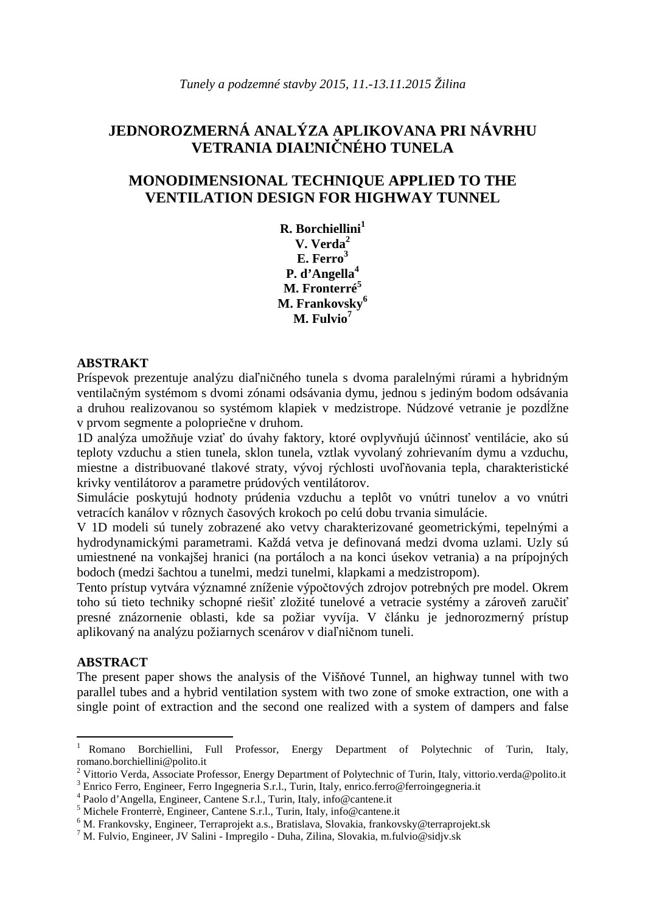*Tunely a podzemné stavby 2015, 11.-13.11.2015 Žilina*

# JEDNOROZMERNÁ ANALÝZA APLIKOVANA PRI NÁVRHU VETRANIA DIAĽNIČNÉHO TUNELA

# MONODIMENSIONAL TECHNIQUE APPLIED TO THE VENTILATION DESIGN FOR HIGHWAY TUNNEL

**R. Borchiellini[1]**
**V. Verda[2]**
**E. Ferro[3]**
**P. d'Angella[4]**
**M. Fronterré[5]**
**M. Frankovsky[6]**
**M. Fulvio[7]**

## ABSTRAKT

Príspevok prezentuje analýzu diaľničného tunela s dvoma paralelnými rúrami a hybridným ventilačným systémom s dvomi zónami odsávania dymu, jednou s jediným bodom odsávania a druhou realizovanou so systémom klapiek v medzistrope. Núdzové vetranie je pozdĺžne v prvom segmente a polopriečne v druhom.

1D analýza umožňuje vziať do úvahy faktory, ktoré ovplyvňujú účinnosť ventilácie, ako sú teploty vzduchu a stien tunela, sklon tunela, vztlak vyvolaný zohrievaním dymu a vzduchu, miestne a distribuované tlakové straty, vývoj rýchlosti uvoľňovania tepla, charakteristické krivky ventilátorov a parametre prúdových ventilátorov.

Simulácie poskytujú hodnoty prúdenia vzduchu a teplôt vo vnútri tunelov a vo vnútri vetracích kanálov v rôznych časových krokoch po celú dobu trvania simulácie.

V 1D modeli sú tunely zobrazené ako vetvy charakterizované geometrickými, tepelnými a hydrodynamickými parametrami. Každá vetva je definovaná medzi dvoma uzlami. Uzly sú umiestnené na vonkajšej hranici (na portáloch a na konci úsekov vetrania) a na prípojných bodoch (medzi šachtou a tunelmi, medzi tunelmi, klapkami a medzistropom).

Tento prístup vytvára významné zníženie výpočtových zdrojov potrebných pre model. Okrem toho sú tieto techniky schopné riešiť zložité tunelové a vetracie systémy a zároveň zaručiť presné znázornenie oblasti, kde sa požiar vyvíja. V článku je jednorozmerný prístup aplikovaný na analýzu požiarnych scenárov v diaľničnom tuneli.

## ABSTRACT

The present paper shows the analysis of the Višňové Tunnel, an highway tunnel with two parallel tubes and a hybrid ventilation system with two zone of smoke extraction, one with a single point of extraction and the second one realized with a system of dampers and false

---

[1] Romano Borchiellini, Full Professor, Energy Department of Polytechnic of Turin, Italy, romano.borchiellini@polito.it
[2] Vittorio Verda, Associate Professor, Energy Department of Polytechnic of Turin, Italy, vittorio.verda@polito.it
[3] Enrico Ferro, Engineer, Ferro Ingegneria S.r.l., Turin, Italy, enrico.ferro@ferroingegneria.it
[4] Paolo d'Angella, Engineer, Cantene S.r.l., Turin, Italy, info@cantene.it
[5] Michele Fronterrè, Engineer, Cantene S.r.l., Turin, Italy, info@cantene.it
[6] M. Frankovsky, Engineer, Terraprojekt a.s., Bratislava, Slovakia, frankovsky@terraprojekt.sk
[7] M. Fulvio, Engineer, JV Salini - Impregilo - Duha, Zilina, Slovakia, m.fulvio@sidjv.sk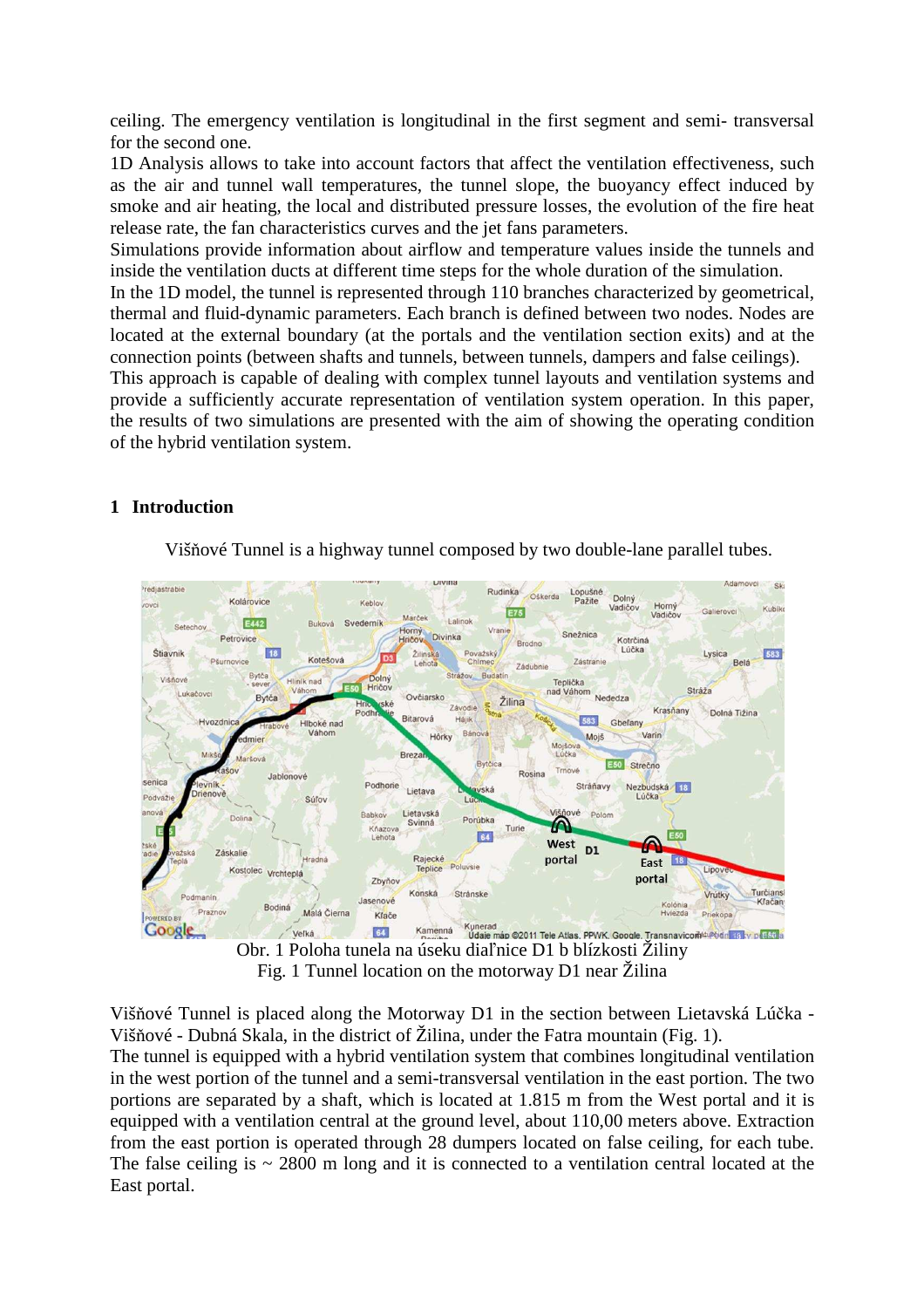ceiling. The emergency ventilation is longitudinal in the first segment and semi- transversal for the second one.

1D Analysis allows to take into account factors that affect the ventilation effectiveness, such as the air and tunnel wall temperatures, the tunnel slope, the buoyancy effect induced by smoke and air heating, the local and distributed pressure losses, the evolution of the fire heat release rate, the fan characteristics curves and the jet fans parameters.

Simulations provide information about airflow and temperature values inside the tunnels and inside the ventilation ducts at different time steps for the whole duration of the simulation.

In the 1D model, the tunnel is represented through 110 branches characterized by geometrical, thermal and fluid-dynamic parameters. Each branch is defined between two nodes. Nodes are located at the external boundary (at the portals and the ventilation section exits) and at the connection points (between shafts and tunnels, between tunnels, dampers and false ceilings).

This approach is capable of dealing with complex tunnel layouts and ventilation systems and provide a sufficiently accurate representation of ventilation system operation. In this paper, the results of two simulations are presented with the aim of showing the operating condition of the hybrid ventilation system.

## 1 Introduction

Višňové Tunnel is a highway tunnel composed by two double-lane parallel tubes.

Obr. 1 Poloha tunela na úseku diaľnice D1 b blízkosti Žiliny
Fig. 1 Tunnel location on the motorway D1 near Žilina

Višňové Tunnel is placed along the Motorway D1 in the section between Lietavská Lúčka - Višňové - Dubná Skala, in the district of Žilina, under the Fatra mountain (Fig. 1).

The tunnel is equipped with a hybrid ventilation system that combines longitudinal ventilation in the west portion of the tunnel and a semi-transversal ventilation in the east portion. The two portions are separated by a shaft, which is located at 1.815 m from the West portal and it is equipped with a ventilation central at the ground level, about 110,00 meters above. Extraction from the east portion is operated through 28 dumpers located on false ceiling, for each tube. The false ceiling is ~ 2800 m long and it is connected to a ventilation central located at the East portal.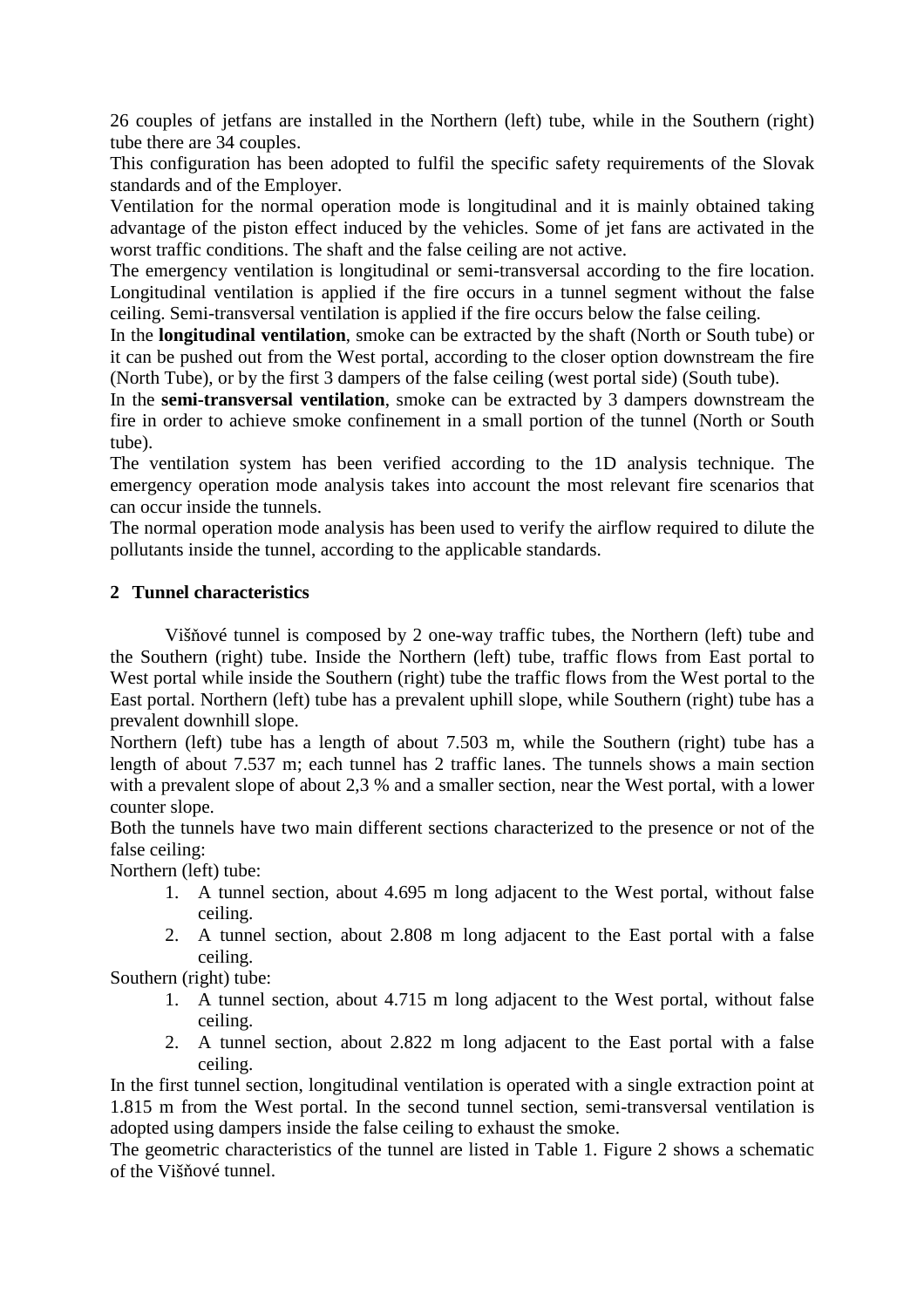26 couples of jetfans are installed in the Northern (left) tube, while in the Southern (right) tube there are 34 couples.

This configuration has been adopted to fulfil the specific safety requirements of the Slovak standards and of the Employer.

Ventilation for the normal operation mode is longitudinal and it is mainly obtained taking advantage of the piston effect induced by the vehicles. Some of jet fans are activated in the worst traffic conditions. The shaft and the false ceiling are not active.

The emergency ventilation is longitudinal or semi-transversal according to the fire location. Longitudinal ventilation is applied if the fire occurs in a tunnel segment without the false ceiling. Semi-transversal ventilation is applied if the fire occurs below the false ceiling.

In the **longitudinal ventilation**, smoke can be extracted by the shaft (North or South tube) or it can be pushed out from the West portal, according to the closer option downstream the fire (North Tube), or by the first 3 dampers of the false ceiling (west portal side) (South tube).

In the **semi-transversal ventilation**, smoke can be extracted by 3 dampers downstream the fire in order to achieve smoke confinement in a small portion of the tunnel (North or South tube).

The ventilation system has been verified according to the 1D analysis technique. The emergency operation mode analysis takes into account the most relevant fire scenarios that can occur inside the tunnels.

The normal operation mode analysis has been used to verify the airflow required to dilute the pollutants inside the tunnel, according to the applicable standards.

## 2 Tunnel characteristics

Višňové tunnel is composed by 2 one-way traffic tubes, the Northern (left) tube and the Southern (right) tube. Inside the Northern (left) tube, traffic flows from East portal to West portal while inside the Southern (right) tube the traffic flows from the West portal to the East portal. Northern (left) tube has a prevalent uphill slope, while Southern (right) tube has a prevalent downhill slope.

Northern (left) tube has a length of about 7.503 m, while the Southern (right) tube has a length of about 7.537 m; each tunnel has 2 traffic lanes. The tunnels shows a main section with a prevalent slope of about 2,3 % and a smaller section, near the West portal, with a lower counter slope.

Both the tunnels have two main different sections characterized to the presence or not of the false ceiling:

Northern (left) tube:

1. A tunnel section, about 4.695 m long adjacent to the West portal, without false ceiling.
2. A tunnel section, about 2.808 m long adjacent to the East portal with a false ceiling.

Southern (right) tube:

1. A tunnel section, about 4.715 m long adjacent to the West portal, without false ceiling.
2. A tunnel section, about 2.822 m long adjacent to the East portal with a false ceiling.

In the first tunnel section, longitudinal ventilation is operated with a single extraction point at 1.815 m from the West portal. In the second tunnel section, semi-transversal ventilation is adopted using dampers inside the false ceiling to exhaust the smoke.

The geometric characteristics of the tunnel are listed in Table 1. Figure 2 shows a schematic of the Višňové tunnel.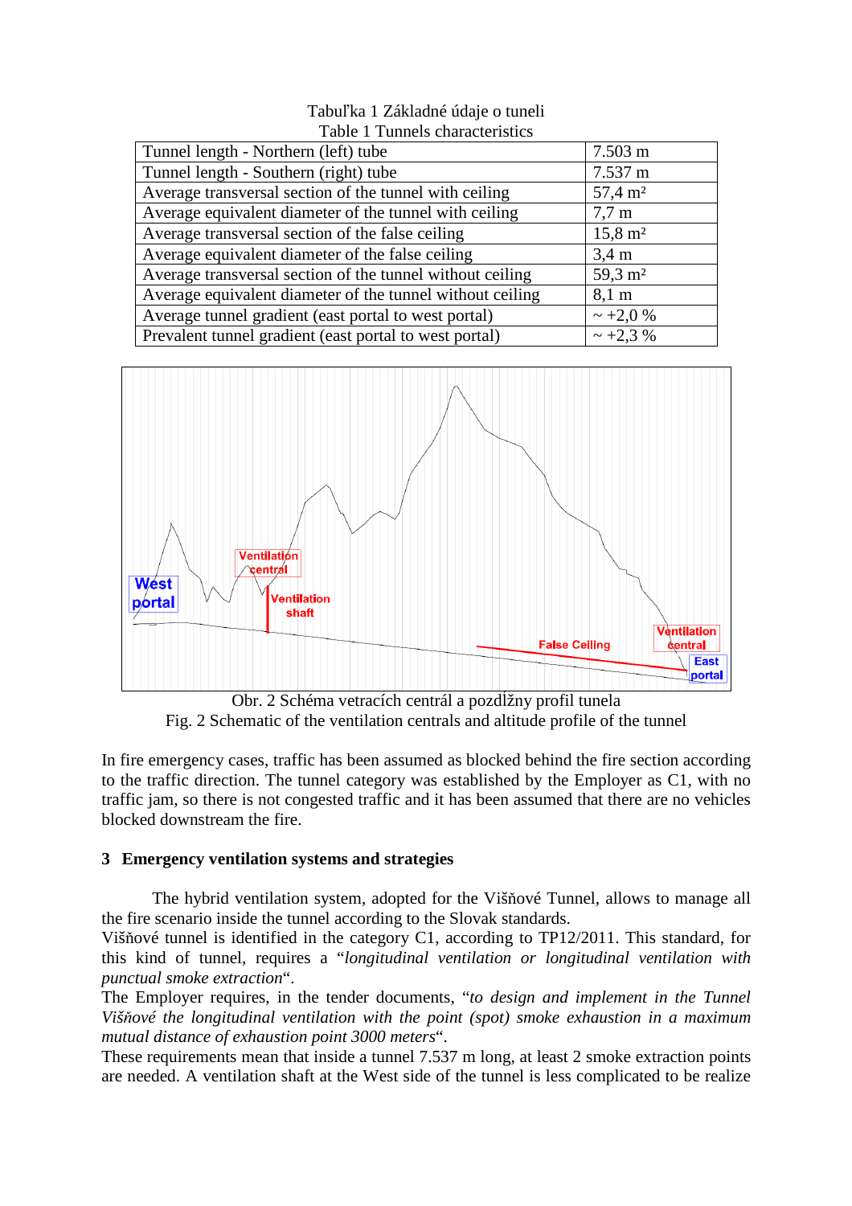Tabuľka 1 Základné údaje o tuneli
Table 1 Tunnels characteristics

| | |
|---|---|
| Tunnel length - Northern (left) tube | 7.503 m |
| Tunnel length - Southern (right) tube | 7.537 m |
| Average transversal section of the tunnel with ceiling | 57,4 m² |
| Average equivalent diameter of the tunnel with ceiling | 7,7 m |
| Average transversal section of the false ceiling | 15,8 m² |
| Average equivalent diameter of the false ceiling | 3,4 m |
| Average transversal section of the tunnel without ceiling | 59,3 m² |
| Average equivalent diameter of the tunnel without ceiling | 8,1 m |
| Average tunnel gradient (east portal to west portal) | ~ +2,0 % |
| Prevalent tunnel gradient (east portal to west portal) | ~ +2,3 % |

Obr. 2 Schéma vetracích centrál a pozdĺžny profil tunela
Fig. 2 Schematic of the ventilation centrals and altitude profile of the tunnel

In fire emergency cases, traffic has been assumed as blocked behind the fire section according to the traffic direction. The tunnel category was established by the Employer as C1, with no traffic jam, so there is not congested traffic and it has been assumed that there are no vehicles blocked downstream the fire.

## 3 Emergency ventilation systems and strategies

The hybrid ventilation system, adopted for the Višňové Tunnel, allows to manage all the fire scenario inside the tunnel according to the Slovak standards.
Višňové tunnel is identified in the category C1, according to TP12/2011. This standard, for this kind of tunnel, requires a "*longitudinal ventilation or longitudinal ventilation with punctual smoke extraction*".
The Employer requires, in the tender documents, "*to design and implement in the Tunnel Višňové the longitudinal ventilation with the point (spot) smoke exhaustion in a maximum mutual distance of exhaustion point 3000 meters*".
These requirements mean that inside a tunnel 7.537 m long, at least 2 smoke extraction points are needed. A ventilation shaft at the West side of the tunnel is less complicated to be realize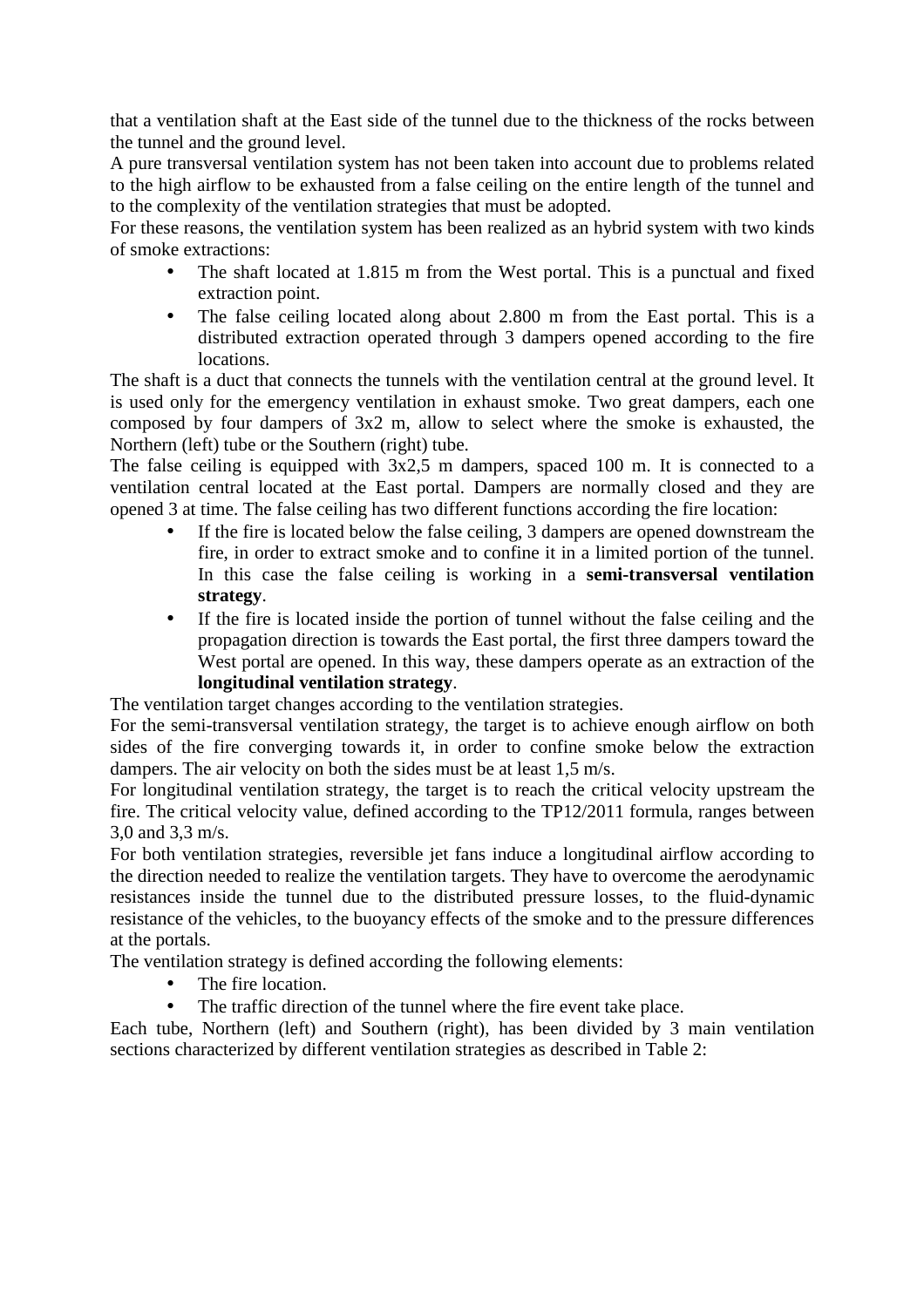that a ventilation shaft at the East side of the tunnel due to the thickness of the rocks between the tunnel and the ground level.

A pure transversal ventilation system has not been taken into account due to problems related to the high airflow to be exhausted from a false ceiling on the entire length of the tunnel and to the complexity of the ventilation strategies that must be adopted.

For these reasons, the ventilation system has been realized as an hybrid system with two kinds of smoke extractions:

- The shaft located at 1.815 m from the West portal. This is a punctual and fixed extraction point.
- The false ceiling located along about 2.800 m from the East portal. This is a distributed extraction operated through 3 dampers opened according to the fire locations.

The shaft is a duct that connects the tunnels with the ventilation central at the ground level. It is used only for the emergency ventilation in exhaust smoke. Two great dampers, each one composed by four dampers of 3x2 m, allow to select where the smoke is exhausted, the Northern (left) tube or the Southern (right) tube.

The false ceiling is equipped with 3x2,5 m dampers, spaced 100 m. It is connected to a ventilation central located at the East portal. Dampers are normally closed and they are opened 3 at time. The false ceiling has two different functions according the fire location:

- If the fire is located below the false ceiling, 3 dampers are opened downstream the fire, in order to extract smoke and to confine it in a limited portion of the tunnel. In this case the false ceiling is working in a **semi-transversal ventilation strategy**.
- If the fire is located inside the portion of tunnel without the false ceiling and the propagation direction is towards the East portal, the first three dampers toward the West portal are opened. In this way, these dampers operate as an extraction of the **longitudinal ventilation strategy**.

The ventilation target changes according to the ventilation strategies.

For the semi-transversal ventilation strategy, the target is to achieve enough airflow on both sides of the fire converging towards it, in order to confine smoke below the extraction dampers. The air velocity on both the sides must be at least 1,5 m/s.

For longitudinal ventilation strategy, the target is to reach the critical velocity upstream the fire. The critical velocity value, defined according to the TP12/2011 formula, ranges between 3,0 and 3,3 m/s.

For both ventilation strategies, reversible jet fans induce a longitudinal airflow according to the direction needed to realize the ventilation targets. They have to overcome the aerodynamic resistances inside the tunnel due to the distributed pressure losses, to the fluid-dynamic resistance of the vehicles, to the buoyancy effects of the smoke and to the pressure differences at the portals.

The ventilation strategy is defined according the following elements:

- The fire location.
- The traffic direction of the tunnel where the fire event take place.

Each tube, Northern (left) and Southern (right), has been divided by 3 main ventilation sections characterized by different ventilation strategies as described in Table 2: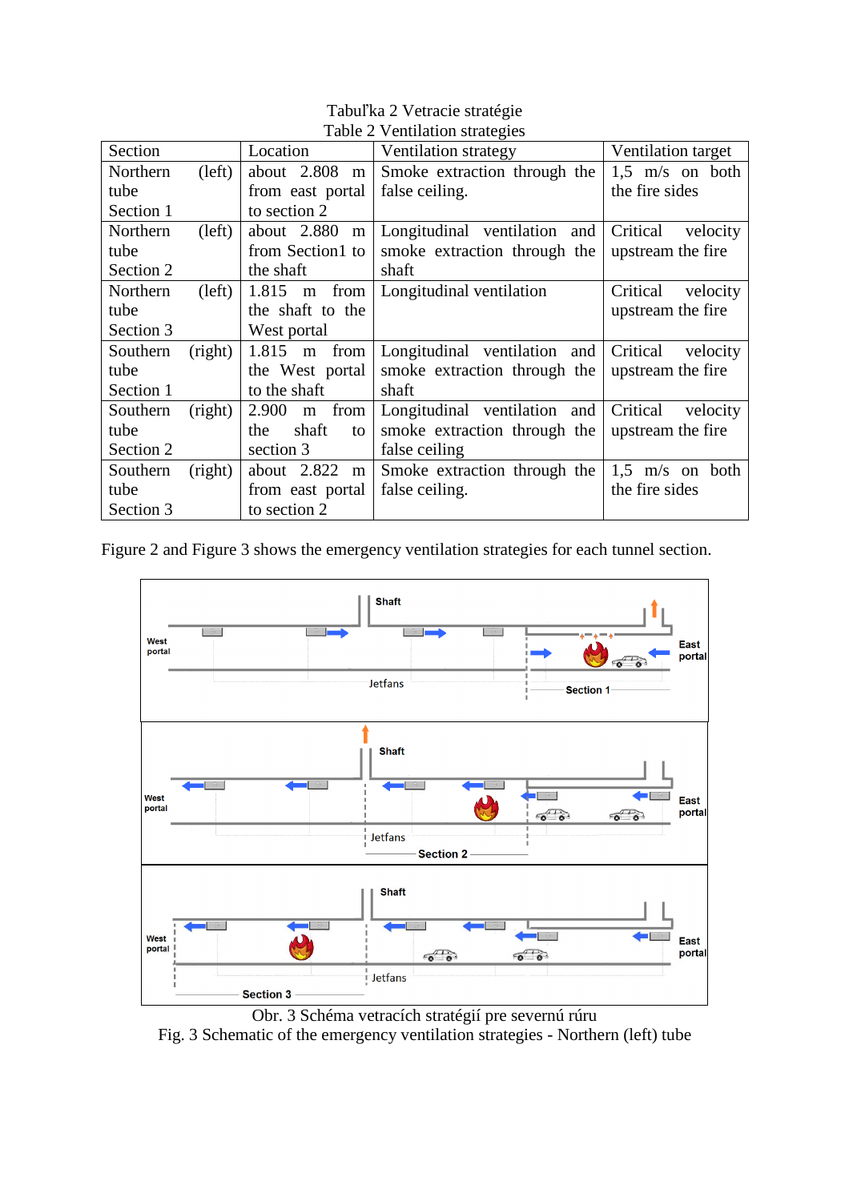Tabuľka 2 Vetracie stratégie
Table 2 Ventilation strategies

| Section | Location | Ventilation strategy | Ventilation target |
|---|---|---|---|
| Northern (left) tube Section 1 | about 2.808 m from east portal to section 2 | Smoke extraction through the false ceiling. | 1,5 m/s on both the fire sides |
| Northern (left) tube Section 2 | about 2.880 m from Section1 to the shaft | Longitudinal ventilation and smoke extraction through the shaft | Critical velocity upstream the fire |
| Northern (left) tube Section 3 | 1.815 m from the shaft to the West portal | Longitudinal ventilation | Critical velocity upstream the fire |
| Southern (right) tube Section 1 | 1.815 m from the West portal to the shaft | Longitudinal ventilation and smoke extraction through the shaft | Critical velocity upstream the fire |
| Southern (right) tube Section 2 | 2.900 m from the shaft to section 3 | Longitudinal ventilation and smoke extraction through the false ceiling | Critical velocity upstream the fire |
| Southern (right) tube Section 3 | about 2.822 m from east portal to section 2 | Smoke extraction through the false ceiling. | 1,5 m/s on both the fire sides |

Figure 2 and Figure 3 shows the emergency ventilation strategies for each tunnel section.

Obr. 3 Schéma vetracích stratégií pre severnú rúru
Fig. 3 Schematic of the emergency ventilation strategies - Northern (left) tube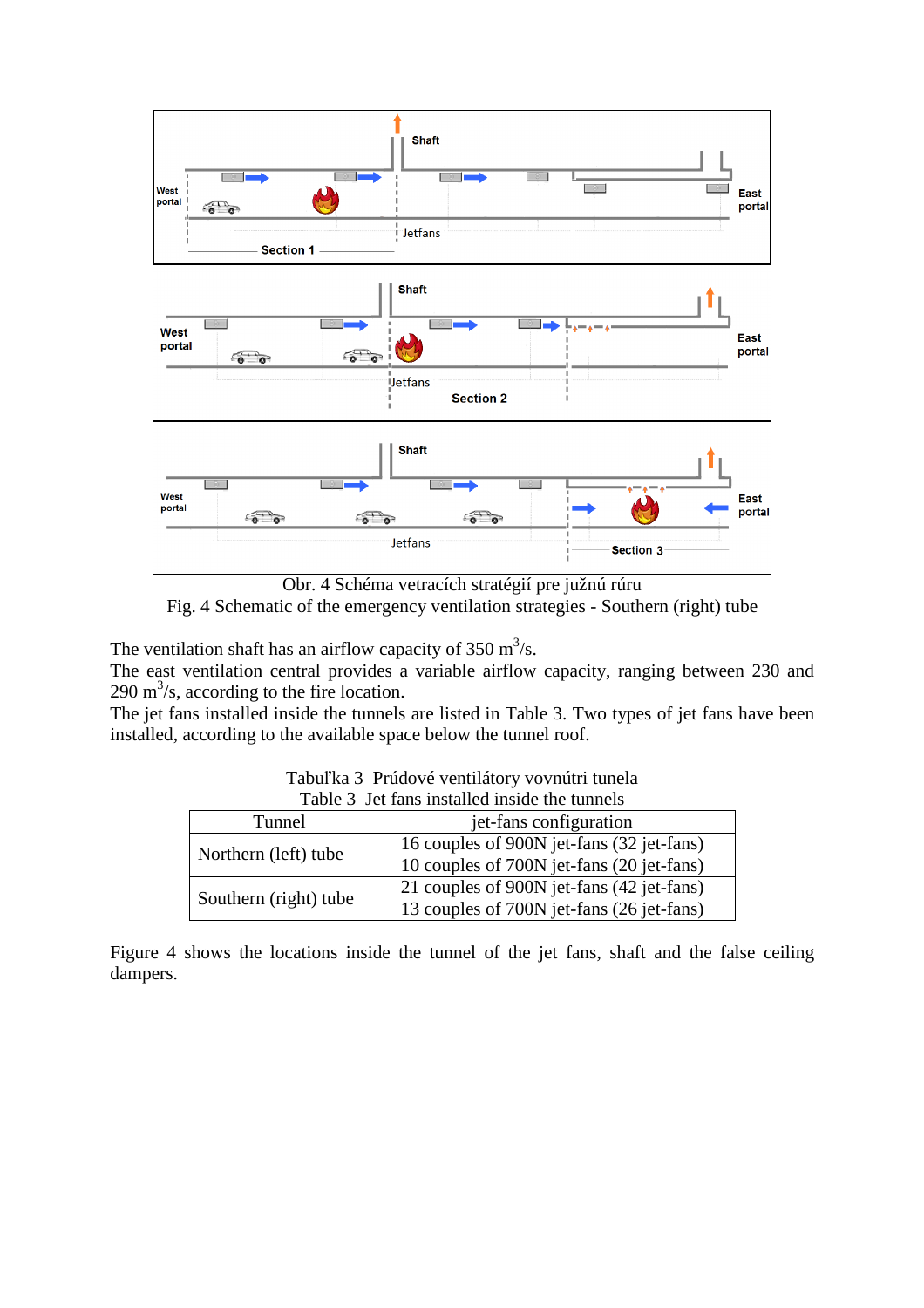Obr. 4 Schéma vetracích stratégií pre južnú rúru

Fig. 4 Schematic of the emergency ventilation strategies - Southern (right) tube

The ventilation shaft has an airflow capacity of 350 $m^3/s$.

The east ventilation central provides a variable airflow capacity, ranging between 230 and 290 $m^3/s$, according to the fire location.

The jet fans installed inside the tunnels are listed in Table 3. Two types of jet fans have been installed, according to the available space below the tunnel roof.

Tabuľka 3 Prúdové ventilátory vovnútri tunela

Table 3 Jet fans installed inside the tunnels

| Tunnel | jet-fans configuration |
|---|---|
| Northern (left) tube | 16 couples of 900N jet-fans (32 jet-fans)<br>10 couples of 700N jet-fans (20 jet-fans) |
| Southern (right) tube | 21 couples of 900N jet-fans (42 jet-fans)<br>13 couples of 700N jet-fans (26 jet-fans) |

Figure 4 shows the locations inside the tunnel of the jet fans, shaft and the false ceiling dampers.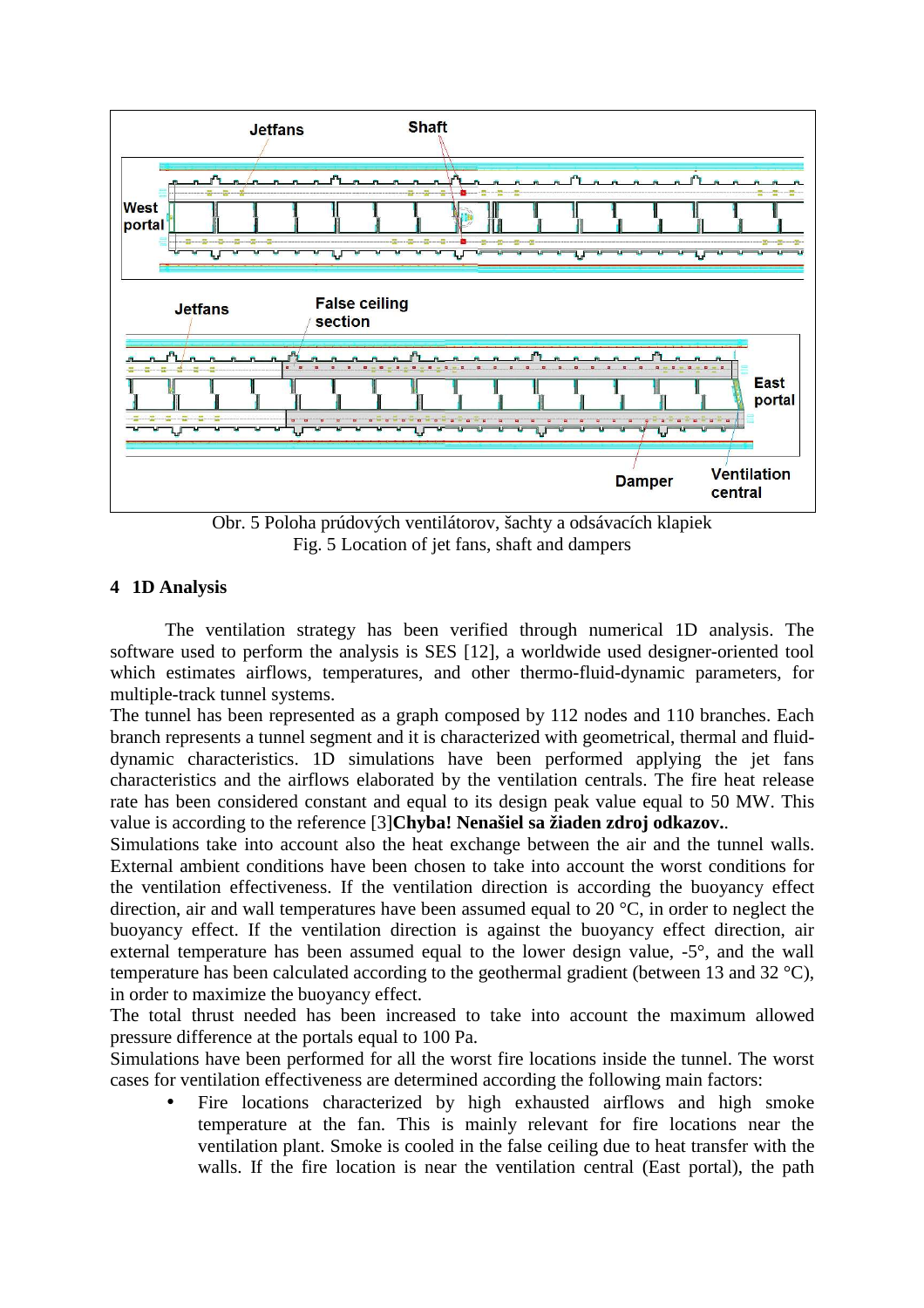Obr. 5 Poloha prúdových ventilátorov, šachty a odsávacích klapiek
Fig. 5 Location of jet fans, shaft and dampers

## 4 1D Analysis

The ventilation strategy has been verified through numerical 1D analysis. The software used to perform the analysis is SES [12], a worldwide used designer-oriented tool which estimates airflows, temperatures, and other thermo-fluid-dynamic parameters, for multiple-track tunnel systems.

The tunnel has been represented as a graph composed by 112 nodes and 110 branches. Each branch represents a tunnel segment and it is characterized with geometrical, thermal and fluid-dynamic characteristics. 1D simulations have been performed applying the jet fans characteristics and the airflows elaborated by the ventilation centrals. The fire heat release rate has been considered constant and equal to its design peak value equal to 50 MW. This value is according to the reference [3]**Chyba! Nenašiel sa žiaden zdroj odkazov.**.

Simulations take into account also the heat exchange between the air and the tunnel walls. External ambient conditions have been chosen to take into account the worst conditions for the ventilation effectiveness. If the ventilation direction is according the buoyancy effect direction, air and wall temperatures have been assumed equal to 20 °C, in order to neglect the buoyancy effect. If the ventilation direction is against the buoyancy effect direction, air external temperature has been assumed equal to the lower design value, -5°, and the wall temperature has been calculated according to the geothermal gradient (between 13 and 32 °C), in order to maximize the buoyancy effect.

The total thrust needed has been increased to take into account the maximum allowed pressure difference at the portals equal to 100 Pa.

Simulations have been performed for all the worst fire locations inside the tunnel. The worst cases for ventilation effectiveness are determined according the following main factors:

- Fire locations characterized by high exhausted airflows and high smoke temperature at the fan. This is mainly relevant for fire locations near the ventilation plant. Smoke is cooled in the false ceiling due to heat transfer with the walls. If the fire location is near the ventilation central (East portal), the path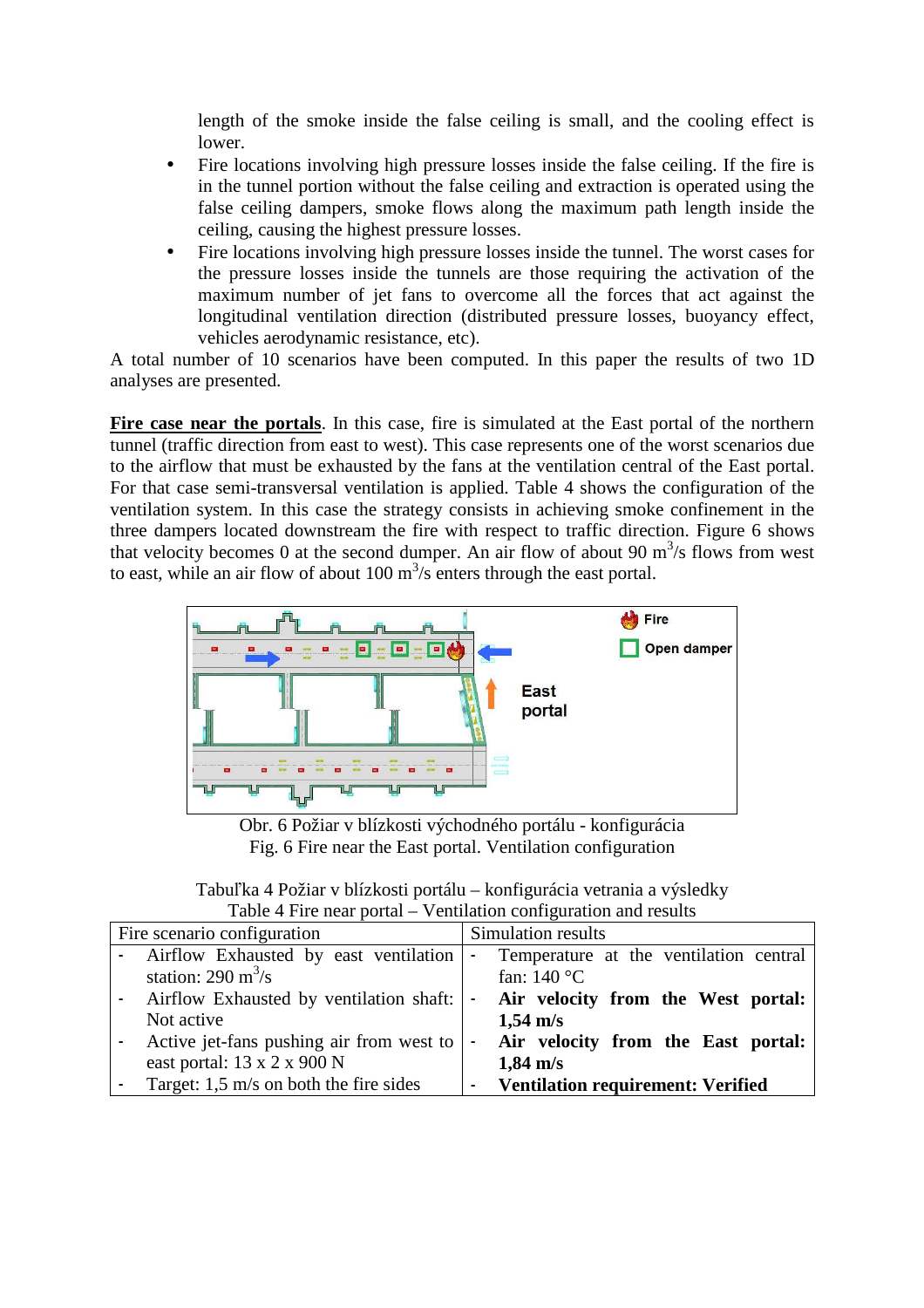length of the smoke inside the false ceiling is small, and the cooling effect is lower.

- Fire locations involving high pressure losses inside the false ceiling. If the fire is in the tunnel portion without the false ceiling and extraction is operated using the false ceiling dampers, smoke flows along the maximum path length inside the ceiling, causing the highest pressure losses.
- Fire locations involving high pressure losses inside the tunnel. The worst cases for the pressure losses inside the tunnels are those requiring the activation of the maximum number of jet fans to overcome all the forces that act against the longitudinal ventilation direction (distributed pressure losses, buoyancy effect, vehicles aerodynamic resistance, etc).

A total number of 10 scenarios have been computed. In this paper the results of two 1D analyses are presented.

**Fire case near the portals**. In this case, fire is simulated at the East portal of the northern tunnel (traffic direction from east to west). This case represents one of the worst scenarios due to the airflow that must be exhausted by the fans at the ventilation central of the East portal. For that case semi-transversal ventilation is applied. Table 4 shows the configuration of the ventilation system. In this case the strategy consists in achieving smoke confinement in the three dampers located downstream the fire with respect to traffic direction. Figure 6 shows that velocity becomes 0 at the second dumper. An air flow of about 90 m$^3$/s flows from west to east, while an air flow of about 100 m$^3$/s enters through the east portal.

Obr. 6 Požiar v blízkosti východného portálu - konfigurácia
Fig. 6 Fire near the East portal. Ventilation configuration

Tabuľka 4 Požiar v blízkosti portálu – konfigurácia vetrania a výsledky
Table 4 Fire near portal – Ventilation configuration and results

| Fire scenario configuration | Simulation results |
|---|---|
| - Airflow Exhausted by east ventilation station: 290 m$^3$/s | - Temperature at the ventilation central fan: 140 °C |
| - Airflow Exhausted by ventilation shaft: Not active | - **Air velocity from the West portal: 1,54 m/s** |
| - Active jet-fans pushing air from west to east portal: 13 x 2 x 900 N | - **Air velocity from the East portal: 1,84 m/s** |
| - Target: 1,5 m/s on both the fire sides | - **Ventilation requirement: Verified** |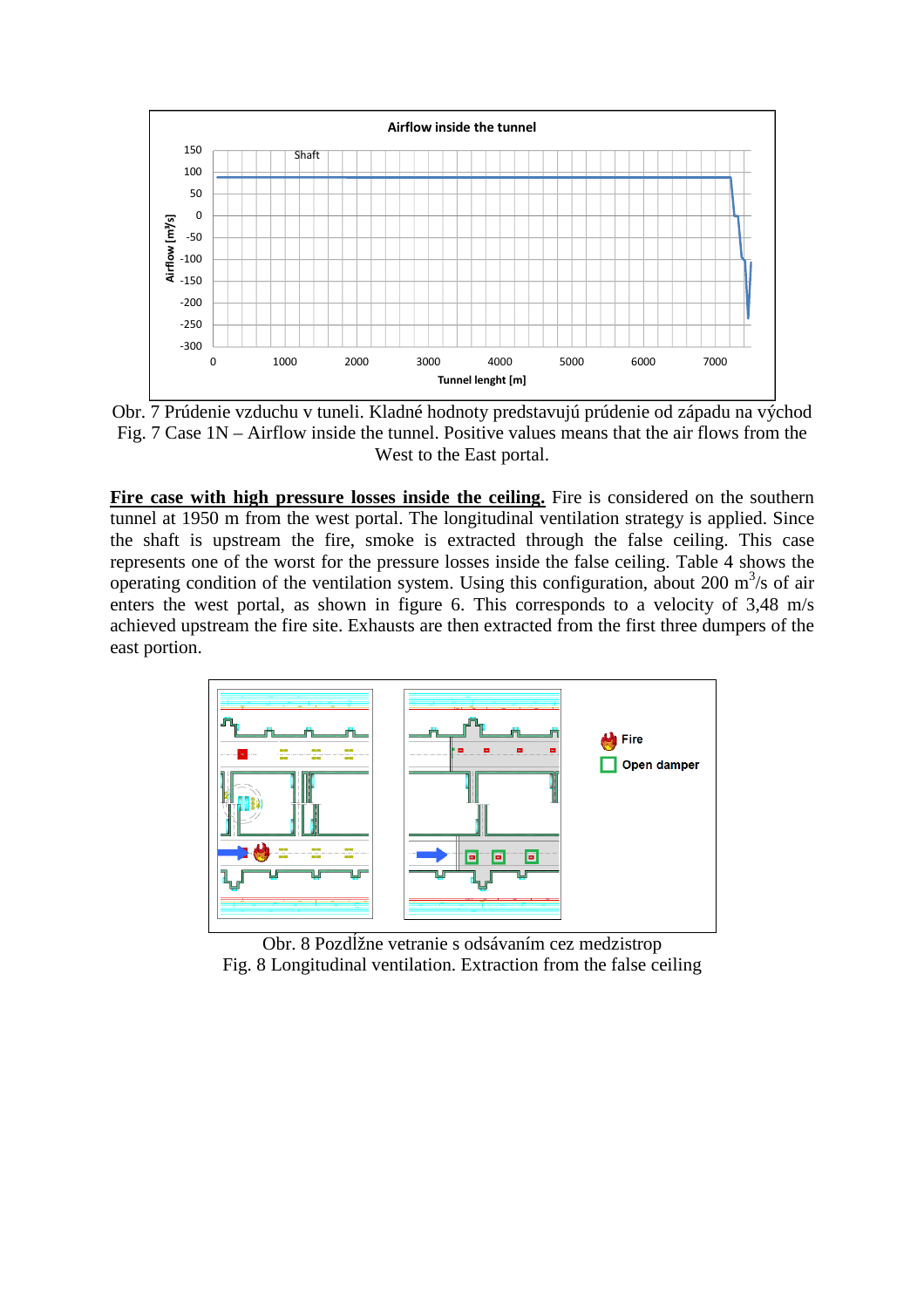Obr. 7 Prúdenie vzduchu v tuneli. Kladné hodnoty predstavujú prúdenie od západu na východ
Fig. 7 Case 1N – Airflow inside the tunnel. Positive values means that the air flows from the West to the East portal.

**Fire case with high pressure losses inside the ceiling.** Fire is considered on the southern tunnel at 1950 m from the west portal. The longitudinal ventilation strategy is applied. Since the shaft is upstream the fire, smoke is extracted through the false ceiling. This case represents one of the worst for the pressure losses inside the false ceiling. Table 4 shows the operating condition of the ventilation system. Using this configuration, about 200 $m^3/s$ of air enters the west portal, as shown in figure 6. This corresponds to a velocity of 3,48 m/s achieved upstream the fire site. Exhausts are then extracted from the first three dumpers of the east portion.

Obr. 8 Pozdĺžne vetranie s odsávaním cez medzistrop
Fig. 8 Longitudinal ventilation. Extraction from the false ceiling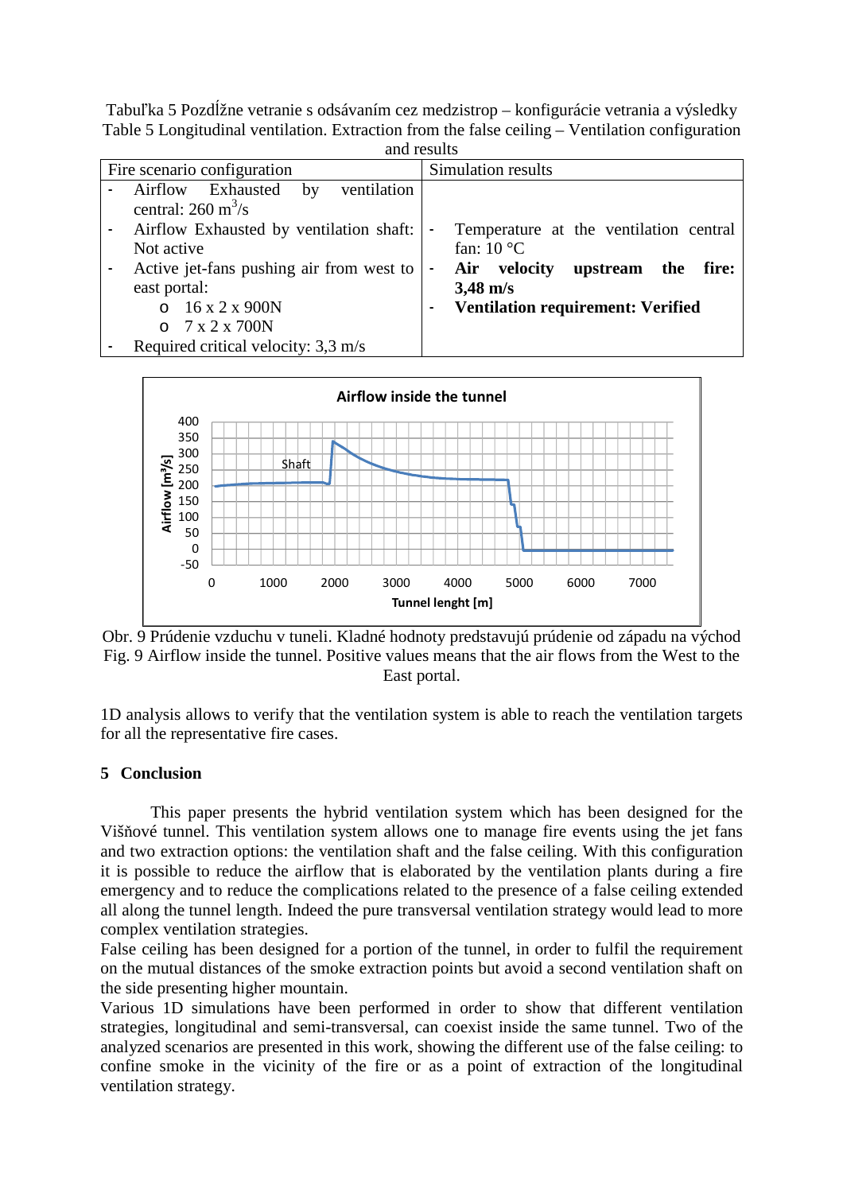Tabuľka 5 Pozdĺžne vetranie s odsávaním cez medzistrop – konfigurácie vetrania a výsledky
Table 5 Longitudinal ventilation. Extraction from the false ceiling – Ventilation configuration and results

| Fire scenario configuration | Simulation results |
| --- | --- |
| - Airflow Exhausted by ventilation central: 260 $m^3/s$<br>- Airflow Exhausted by ventilation shaft: Not active<br>- Active jet-fans pushing air from west to east portal:<br>  o 16 x 2 x 900N<br>  o 7 x 2 x 700N<br>- Required critical velocity: 3,3 m/s | - Temperature at the ventilation central fan: 10 °C<br>- **Air velocity upstream the fire: 3,48 m/s**<br>- **Ventilation requirement: Verified** |

Obr. 9 Prúdenie vzduchu v tuneli. Kladné hodnoty predstavujú prúdenie od západu na východ
Fig. 9 Airflow inside the tunnel. Positive values means that the air flows from the West to the East portal.

1D analysis allows to verify that the ventilation system is able to reach the ventilation targets for all the representative fire cases.

## 5 Conclusion

This paper presents the hybrid ventilation system which has been designed for the Višňové tunnel. This ventilation system allows one to manage fire events using the jet fans and two extraction options: the ventilation shaft and the false ceiling. With this configuration it is possible to reduce the airflow that is elaborated by the ventilation plants during a fire emergency and to reduce the complications related to the presence of a false ceiling extended all along the tunnel length. Indeed the pure transversal ventilation strategy would lead to more complex ventilation strategies.

False ceiling has been designed for a portion of the tunnel, in order to fulfil the requirement on the mutual distances of the smoke extraction points but avoid a second ventilation shaft on the side presenting higher mountain.

Various 1D simulations have been performed in order to show that different ventilation strategies, longitudinal and semi-transversal, can coexist inside the same tunnel. Two of the analyzed scenarios are presented in this work, showing the different use of the false ceiling: to confine smoke in the vicinity of the fire or as a point of extraction of the longitudinal ventilation strategy.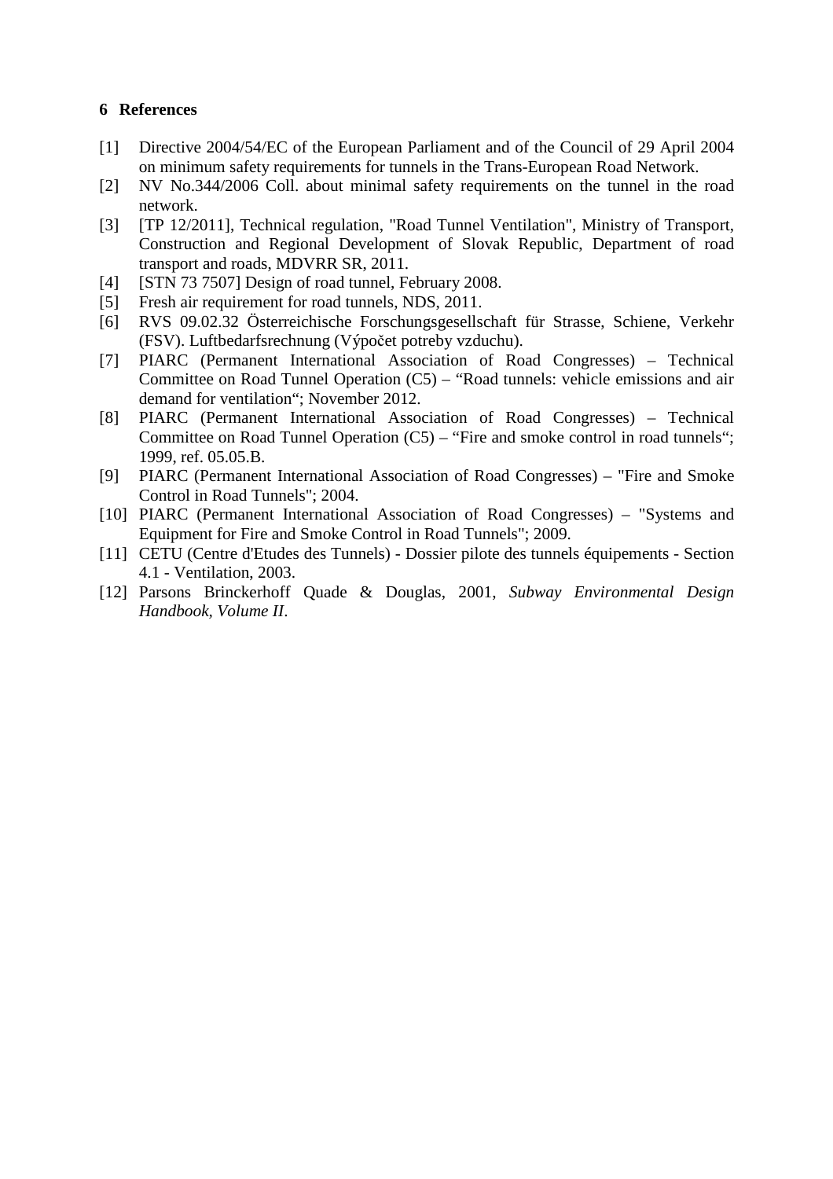## 6 References

[1] Directive 2004/54/EC of the European Parliament and of the Council of 29 April 2004 on minimum safety requirements for tunnels in the Trans-European Road Network.

[2] NV No.344/2006 Coll. about minimal safety requirements on the tunnel in the road network.

[3] [TP 12/2011], Technical regulation, "Road Tunnel Ventilation", Ministry of Transport, Construction and Regional Development of Slovak Republic, Department of road transport and roads, MDVRR SR, 2011.

[4] [STN 73 7507] Design of road tunnel, February 2008.

[5] Fresh air requirement for road tunnels, NDS, 2011.

[6] RVS 09.02.32 Österreichische Forschungsgesellschaft für Strasse, Schiene, Verkehr (FSV). Luftbedarfsrechnung (Výpočet potreby vzduchu).

[7] PIARC (Permanent International Association of Road Congresses) – Technical Committee on Road Tunnel Operation (C5) – "Road tunnels: vehicle emissions and air demand for ventilation"; November 2012.

[8] PIARC (Permanent International Association of Road Congresses) – Technical Committee on Road Tunnel Operation (C5) – "Fire and smoke control in road tunnels"; 1999, ref. 05.05.B.

[9] PIARC (Permanent International Association of Road Congresses) – "Fire and Smoke Control in Road Tunnels"; 2004.

[10] PIARC (Permanent International Association of Road Congresses) – "Systems and Equipment for Fire and Smoke Control in Road Tunnels"; 2009.

[11] CETU (Centre d'Etudes des Tunnels) - Dossier pilote des tunnels équipements - Section 4.1 - Ventilation, 2003.

[12] Parsons Brinckerhoff Quade & Douglas, 2001, *Subway Environmental Design Handbook, Volume II*.